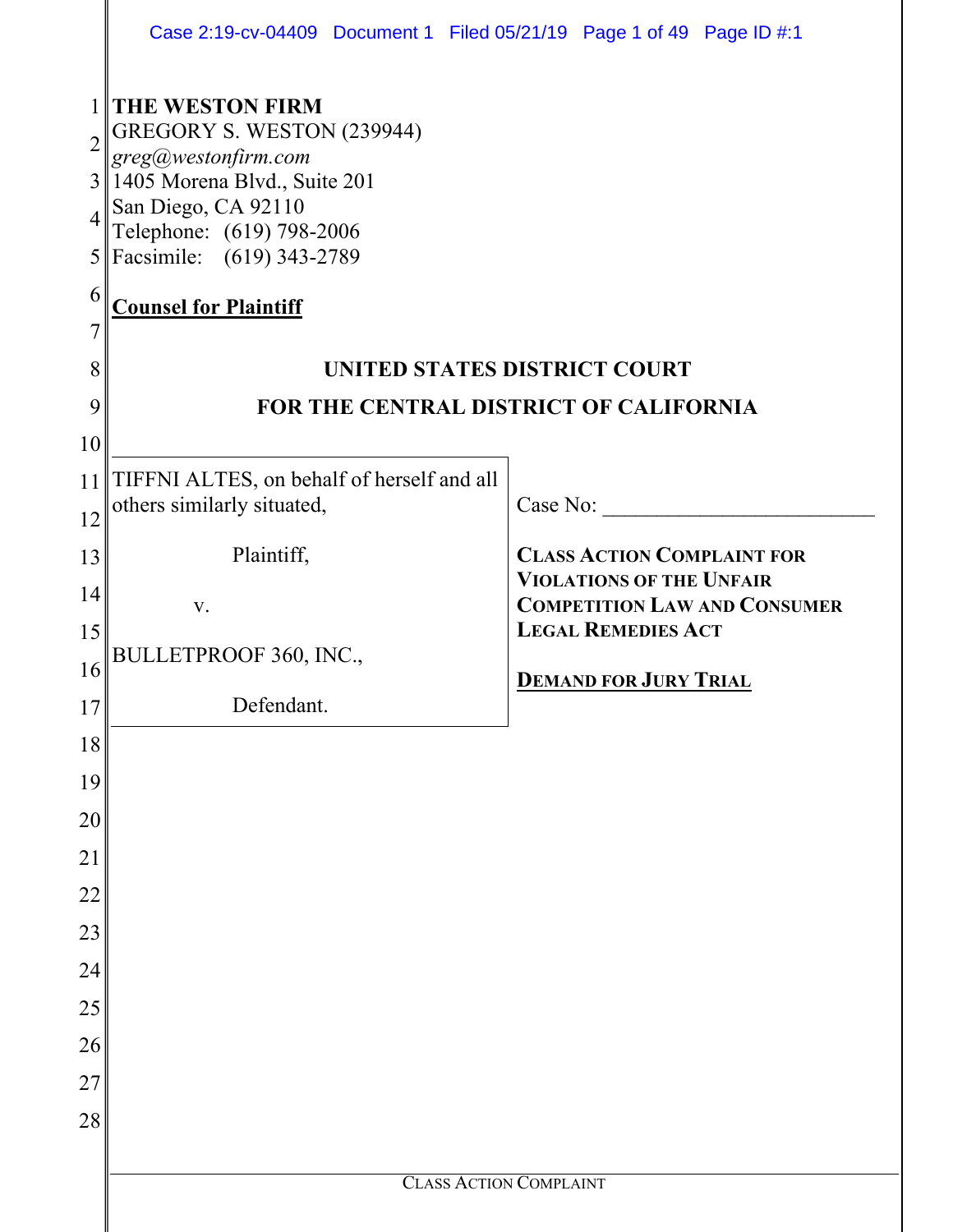**THE WESTON FIRM**
GREGORY S. WESTON (239944)
*greg@westonfirm.com*
1405 Morena Blvd., Suite 201
San Diego, CA 92110
Telephone: (619) 798-2006
Facsimile: (619) 343-2789

**Counsel for Plaintiff**

**UNITED STATES DISTRICT COURT**

**FOR THE CENTRAL DISTRICT OF CALIFORNIA**

| | |
|---|---|
| TIFFNI ALTES, on behalf of herself and all others similarly situated,<br><br>Plaintiff,<br><br>v.<br><br>BULLETPROOF 360, INC.,<br><br>Defendant. | Case No: \_\_\_\_\_\_\_\_\_\_\_\_\_\_\_\_\_\_\_\_\_\_\_\_\_<br><br>**CLASS ACTION COMPLAINT FOR VIOLATIONS OF THE UNFAIR COMPETITION LAW AND CONSUMER LEGAL REMEDIES ACT**<br><br>**DEMAND FOR JURY TRIAL** |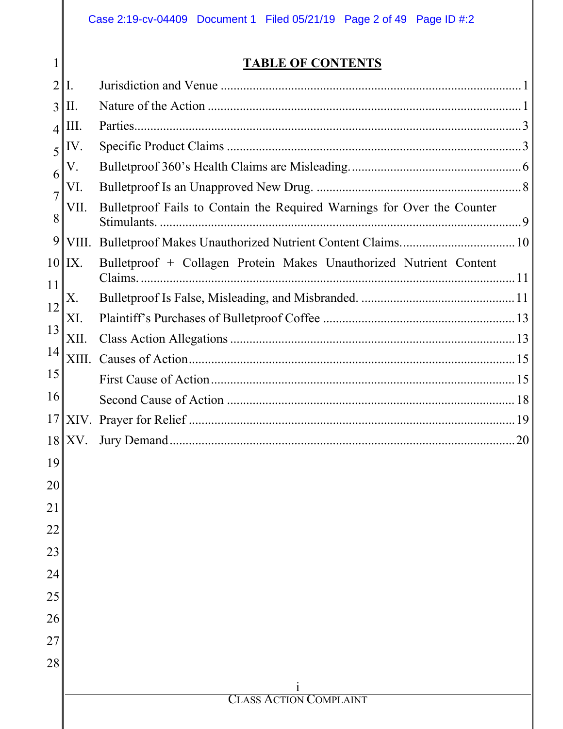# TABLE OF CONTENTS

| | | |
|---|---|---|
| I. | Jurisdiction and Venue | 1 |
| II. | Nature of the Action | 1 |
| III. | Parties | 3 |
| IV. | Specific Product Claims | 3 |
| V. | Bulletproof 360's Health Claims are Misleading. | 6 |
| VI. | Bulletproof Is an Unapproved New Drug. | 8 |
| VII. | Bulletproof Fails to Contain the Required Warnings for Over the Counter Stimulants. | 9 |
| VIII. | Bulletproof Makes Unauthorized Nutrient Content Claims. | 10 |
| IX. | Bulletproof + Collagen Protein Makes Unauthorized Nutrient Content Claims. | 11 |
| X. | Bulletproof Is False, Misleading, and Misbranded. | 11 |
| XI. | Plaintiff's Purchases of Bulletproof Coffee | 13 |
| XII. | Class Action Allegations | 13 |
| XIII. | Causes of Action | 15 |
| | First Cause of Action | 15 |
| | Second Cause of Action | 18 |
| XIV. | Prayer for Relief | 19 |
| XV. | Jury Demand | 20 |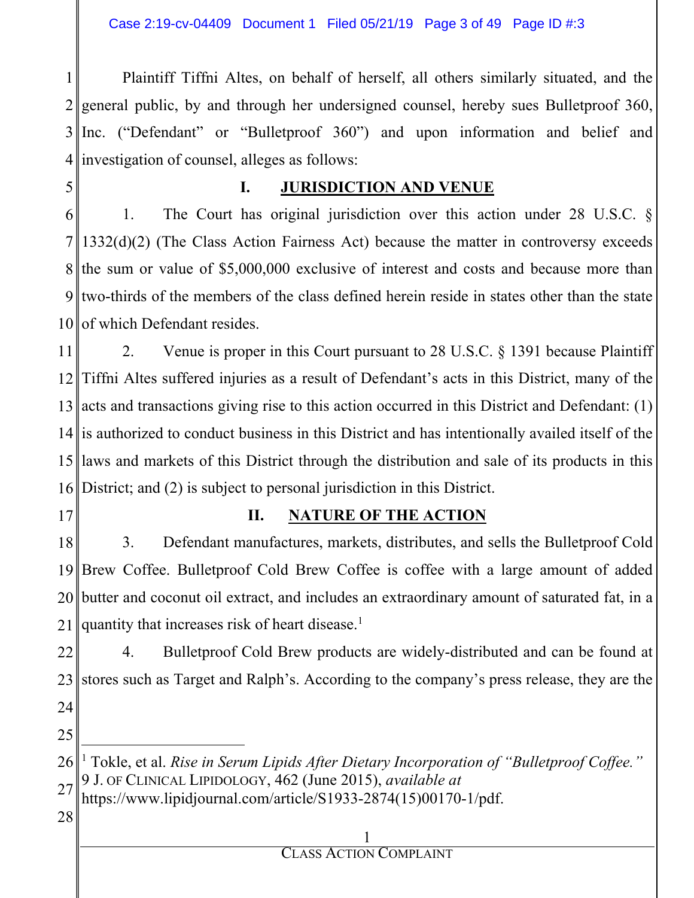Plaintiff Tiffni Altes, on behalf of herself, all others similarly situated, and the general public, by and through her undersigned counsel, hereby sues Bulletproof 360, Inc. ("Defendant" or "Bulletproof 360") and upon information and belief and investigation of counsel, alleges as follows:

## I. JURISDICTION AND VENUE

1. The Court has original jurisdiction over this action under 28 U.S.C. § 1332(d)(2) (The Class Action Fairness Act) because the matter in controversy exceeds the sum or value of $5,000,000 exclusive of interest and costs and because more than two-thirds of the members of the class defined herein reside in states other than the state of which Defendant resides.

2. Venue is proper in this Court pursuant to 28 U.S.C. § 1391 because Plaintiff Tiffni Altes suffered injuries as a result of Defendant's acts in this District, many of the acts and transactions giving rise to this action occurred in this District and Defendant: (1) is authorized to conduct business in this District and has intentionally availed itself of the laws and markets of this District through the distribution and sale of its products in this District; and (2) is subject to personal jurisdiction in this District.

## II. NATURE OF THE ACTION

3. Defendant manufactures, markets, distributes, and sells the Bulletproof Cold Brew Coffee. Bulletproof Cold Brew Coffee is coffee with a large amount of added butter and coconut oil extract, and includes an extraordinary amount of saturated fat, in a quantity that increases risk of heart disease.[1]

4. Bulletproof Cold Brew products are widely-distributed and can be found at stores such as Target and Ralph's. According to the company's press release, they are the

---

[1] Tokle, et al. *Rise in Serum Lipids After Dietary Incorporation of "Bulletproof Coffee."* 9 J. OF CLINICAL LIPIDOLOGY, 462 (June 2015), *available at* https://www.lipidjournal.com/article/S1933-2874(15)00170-1/pdf.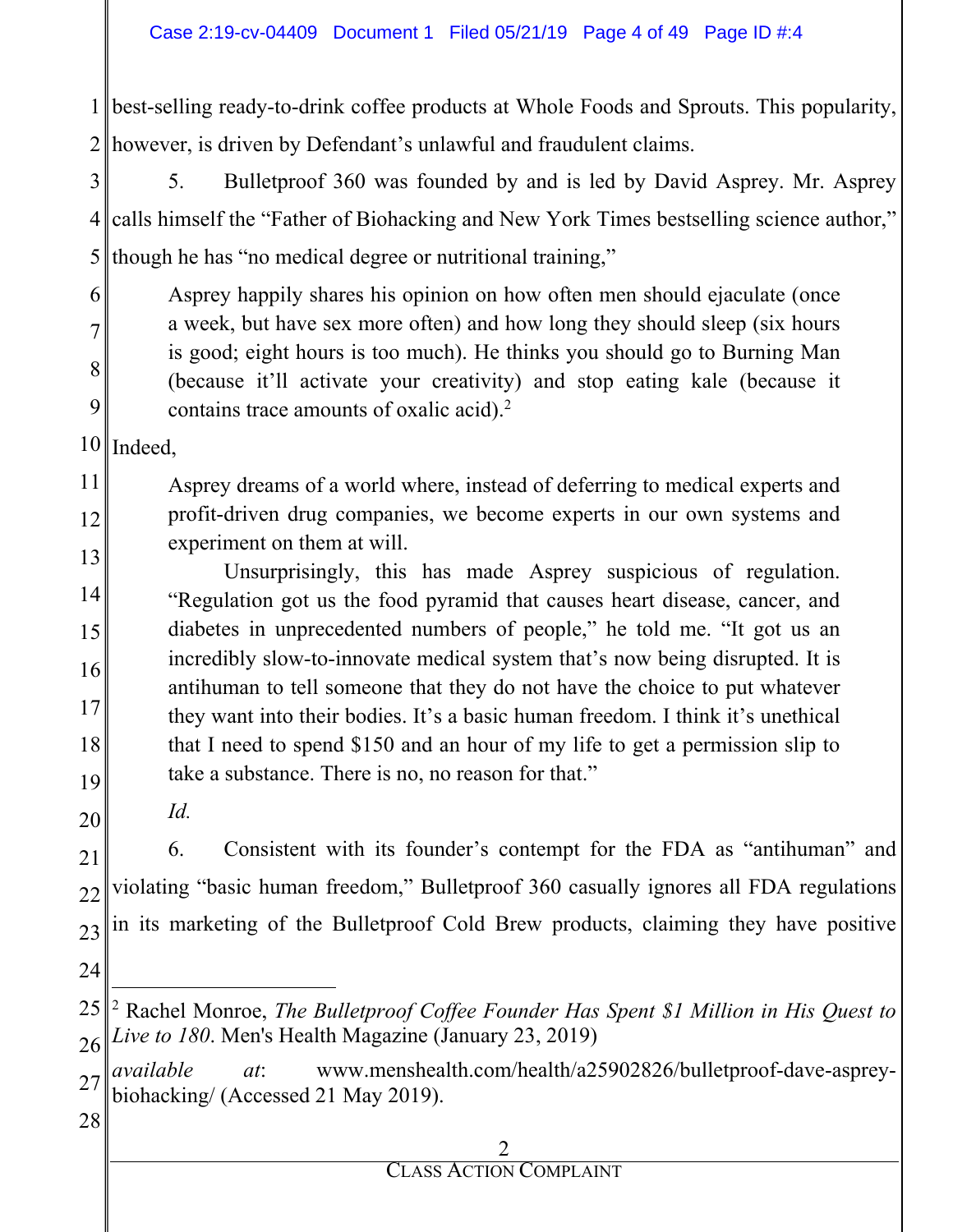best-selling ready-to-drink coffee products at Whole Foods and Sprouts. This popularity, however, is driven by Defendant's unlawful and fraudulent claims.

5. Bulletproof 360 was founded by and is led by David Asprey. Mr. Asprey calls himself the "Father of Biohacking and New York Times bestselling science author," though he has "no medical degree or nutritional training,"

> Asprey happily shares his opinion on how often men should ejaculate (once a week, but have sex more often) and how long they should sleep (six hours is good; eight hours is too much). He thinks you should go to Burning Man (because it'll activate your creativity) and stop eating kale (because it contains trace amounts of oxalic acid).[2]

Indeed,

> Asprey dreams of a world where, instead of deferring to medical experts and profit-driven drug companies, we become experts in our own systems and experiment on them at will.
>
> Unsurprisingly, this has made Asprey suspicious of regulation. "Regulation got us the food pyramid that causes heart disease, cancer, and diabetes in unprecedented numbers of people," he told me. "It got us an incredibly slow-to-innovate medical system that's now being disrupted. It is antihuman to tell someone that they do not have the choice to put whatever they want into their bodies. It's a basic human freedom. I think it's unethical that I need to spend $150 and an hour of my life to get a permission slip to take a substance. There is no, no reason for that."
>
> *Id.*

6. Consistent with its founder's contempt for the FDA as "antihuman" and violating "basic human freedom," Bulletproof 360 casually ignores all FDA regulations in its marketing of the Bulletproof Cold Brew products, claiming they have positive

---

[2] Rachel Monroe, *The Bulletproof Coffee Founder Has Spent $1 Million in His Quest to Live to 180*. Men's Health Magazine (January 23, 2019) *available at*: www.menshealth.com/health/a25902826/bulletproof-dave-asprey-biohacking/ (Accessed 21 May 2019).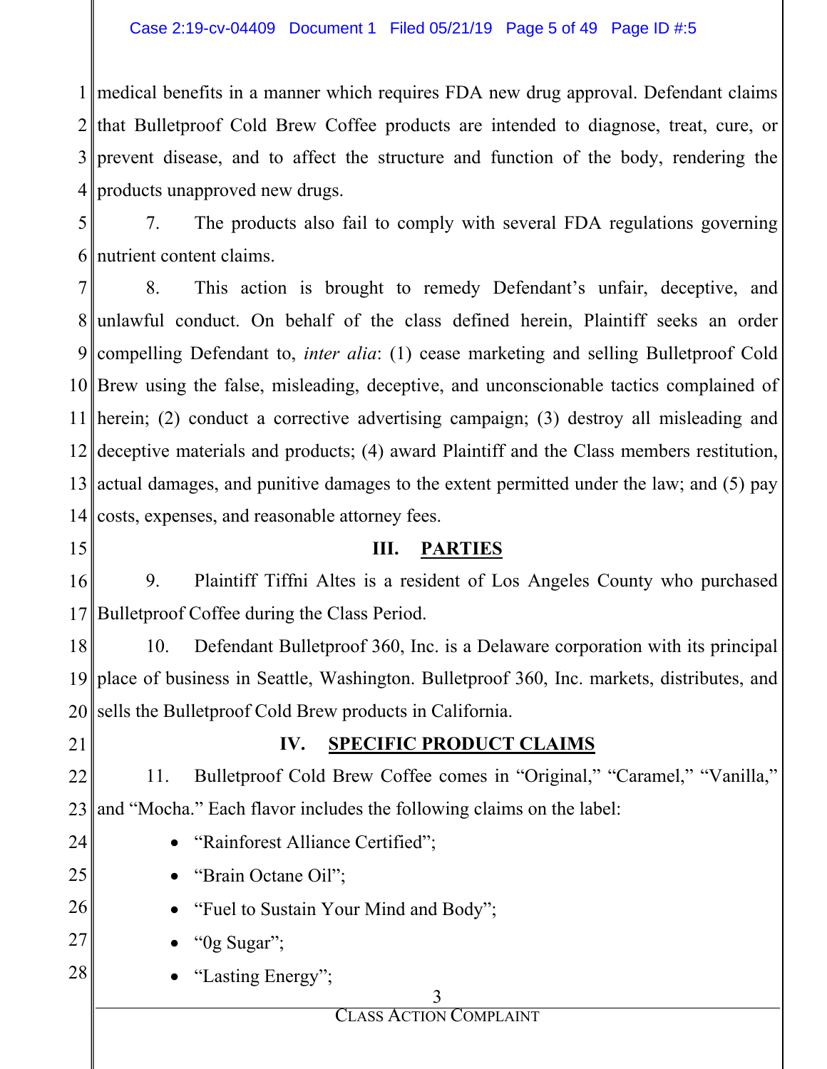medical benefits in a manner which requires FDA new drug approval. Defendant claims that Bulletproof Cold Brew Coffee products are intended to diagnose, treat, cure, or prevent disease, and to affect the structure and function of the body, rendering the products unapproved new drugs.

7. The products also fail to comply with several FDA regulations governing nutrient content claims.

8. This action is brought to remedy Defendant's unfair, deceptive, and unlawful conduct. On behalf of the class defined herein, Plaintiff seeks an order compelling Defendant to, *inter alia*: (1) cease marketing and selling Bulletproof Cold Brew using the false, misleading, deceptive, and unconscionable tactics complained of herein; (2) conduct a corrective advertising campaign; (3) destroy all misleading and deceptive materials and products; (4) award Plaintiff and the Class members restitution, actual damages, and punitive damages to the extent permitted under the law; and (5) pay costs, expenses, and reasonable attorney fees.

## III. PARTIES

9. Plaintiff Tiffni Altes is a resident of Los Angeles County who purchased Bulletproof Coffee during the Class Period.

10. Defendant Bulletproof 360, Inc. is a Delaware corporation with its principal place of business in Seattle, Washington. Bulletproof 360, Inc. markets, distributes, and sells the Bulletproof Cold Brew products in California.

## IV. SPECIFIC PRODUCT CLAIMS

11. Bulletproof Cold Brew Coffee comes in "Original," "Caramel," "Vanilla," and "Mocha." Each flavor includes the following claims on the label:

- "Rainforest Alliance Certified";
- "Brain Octane Oil";
- "Fuel to Sustain Your Mind and Body";
- "0g Sugar";
- "Lasting Energy";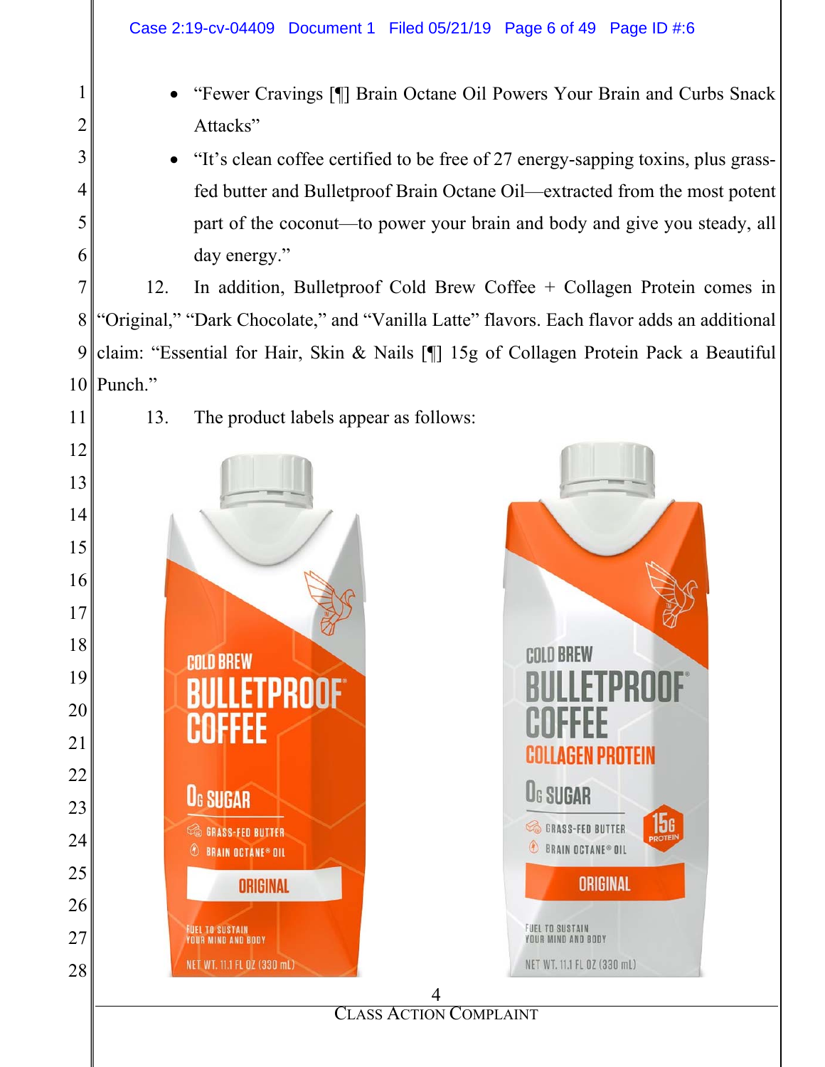- "Fewer Cravings [¶] Brain Octane Oil Powers Your Brain and Curbs Snack Attacks"
- "It's clean coffee certified to be free of 27 energy-sapping toxins, plus grass-fed butter and Bulletproof Brain Octane Oil—extracted from the most potent part of the coconut—to power your brain and body and give you steady, all day energy."

12. In addition, Bulletproof Cold Brew Coffee + Collagen Protein comes in "Original," "Dark Chocolate," and "Vanilla Latte" flavors. Each flavor adds an additional claim: "Essential for Hair, Skin & Nails [¶] 15g of Collagen Protein Pack a Beautiful Punch."

13. The product labels appear as follows: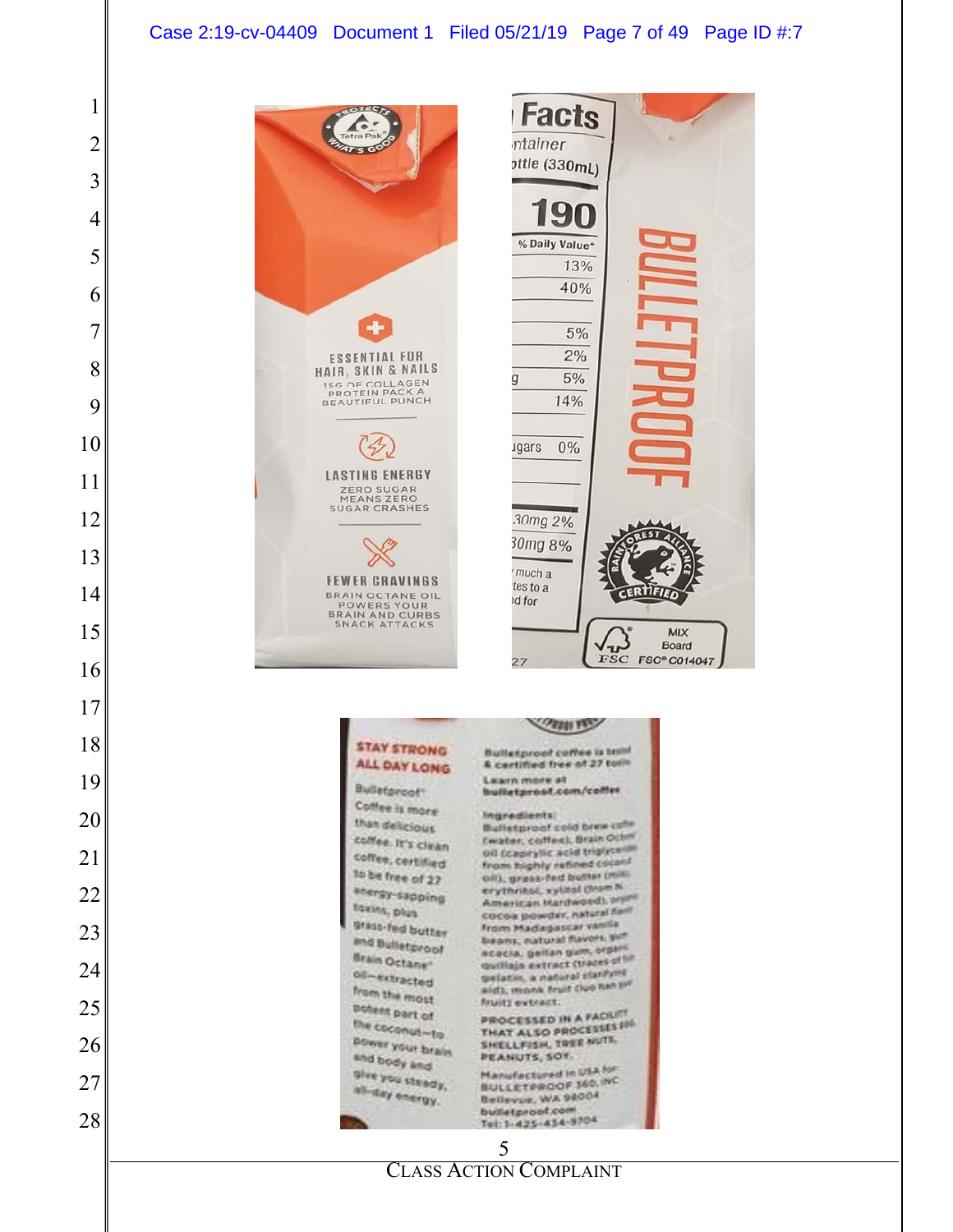ESSENTIAL FOR HAIR, SKIN & NAILS

15G OF COLLAGEN PROTEIN PACK A BEAUTIFUL PUNCH

LASTING ENERGY

ZERO SUGAR MEANS ZERO SUGAR CRASHES

FEWER CRAVINGS

BRAIN OCTANE OIL POWERS YOUR BRAIN AND CURBS SNACK ATTACKS

Facts

ntainer

ottle (330mL)

190

% Daily Value*

13%

40%

5%

2%

5%

14%

ugars 0%

30mg 2%

30mg 8%

BULLETPROOF

RAINFOREST ALLIANCE CERTIFIED

MIX Board FSC FSC® C014047

STAY STRONG ALL DAY LONG

Bulletproof® Coffee is more than delicious coffee. It's clean coffee, certified to be free of 27 energy-sapping toxins, plus grass-fed butter and Bulletproof Brain Octane® oil—extracted from the most potent part of the coconut—to power your brain and body and give you steady, all-day energy.

Bulletproof coffee is tested & certified free of 27 toxins

Learn more at bulletproof.com/coffee

Ingredients: Bulletproof cold brew coffee (water, coffee), Brain Octane oil (caprylic acid triglycerides from highly refined coconut oil), grass-fed butter (milk), erythritol, xylitol (from N. American Hardwood), organic cocoa powder, natural flavor from Madagascar vanilla beans, natural flavors, gum acacia, gellan gum, organic quillaja extract (traces of fish gelatin, a natural clarifying aid), monk fruit (luo han guo fruit) extract.

PROCESSED IN A FACILITY THAT ALSO PROCESSES FISH, SHELLFISH, TREE NUTS, PEANUTS, SOY.

Manufactured in USA for BULLETPROOF 360, INC Bellevue, WA 98004 bulletproof.com Tel: 1-425-434-9704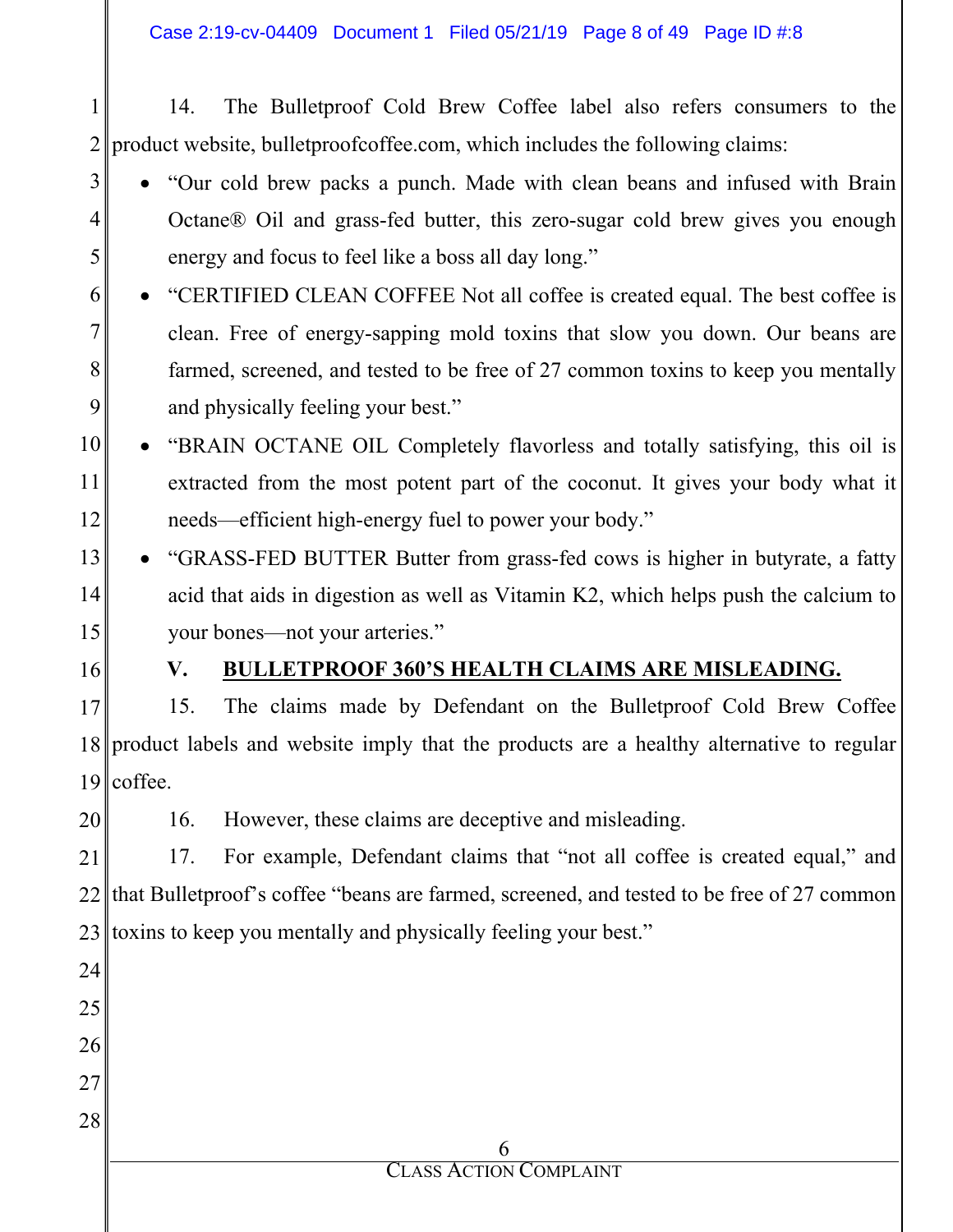14. The Bulletproof Cold Brew Coffee label also refers consumers to the product website, bulletproofcoffee.com, which includes the following claims:

- "Our cold brew packs a punch. Made with clean beans and infused with Brain Octane® Oil and grass-fed butter, this zero-sugar cold brew gives you enough energy and focus to feel like a boss all day long."
- "CERTIFIED CLEAN COFFEE Not all coffee is created equal. The best coffee is clean. Free of energy-sapping mold toxins that slow you down. Our beans are farmed, screened, and tested to be free of 27 common toxins to keep you mentally and physically feeling your best."
- "BRAIN OCTANE OIL Completely flavorless and totally satisfying, this oil is extracted from the most potent part of the coconut. It gives your body what it needs—efficient high-energy fuel to power your body."
- "GRASS-FED BUTTER Butter from grass-fed cows is higher in butyrate, a fatty acid that aids in digestion as well as Vitamin K2, which helps push the calcium to your bones—not your arteries."

## V. BULLETPROOF 360'S HEALTH CLAIMS ARE MISLEADING.

15. The claims made by Defendant on the Bulletproof Cold Brew Coffee product labels and website imply that the products are a healthy alternative to regular coffee.

16. However, these claims are deceptive and misleading.

17. For example, Defendant claims that "not all coffee is created equal," and that Bulletproof's coffee "beans are farmed, screened, and tested to be free of 27 common toxins to keep you mentally and physically feeling your best."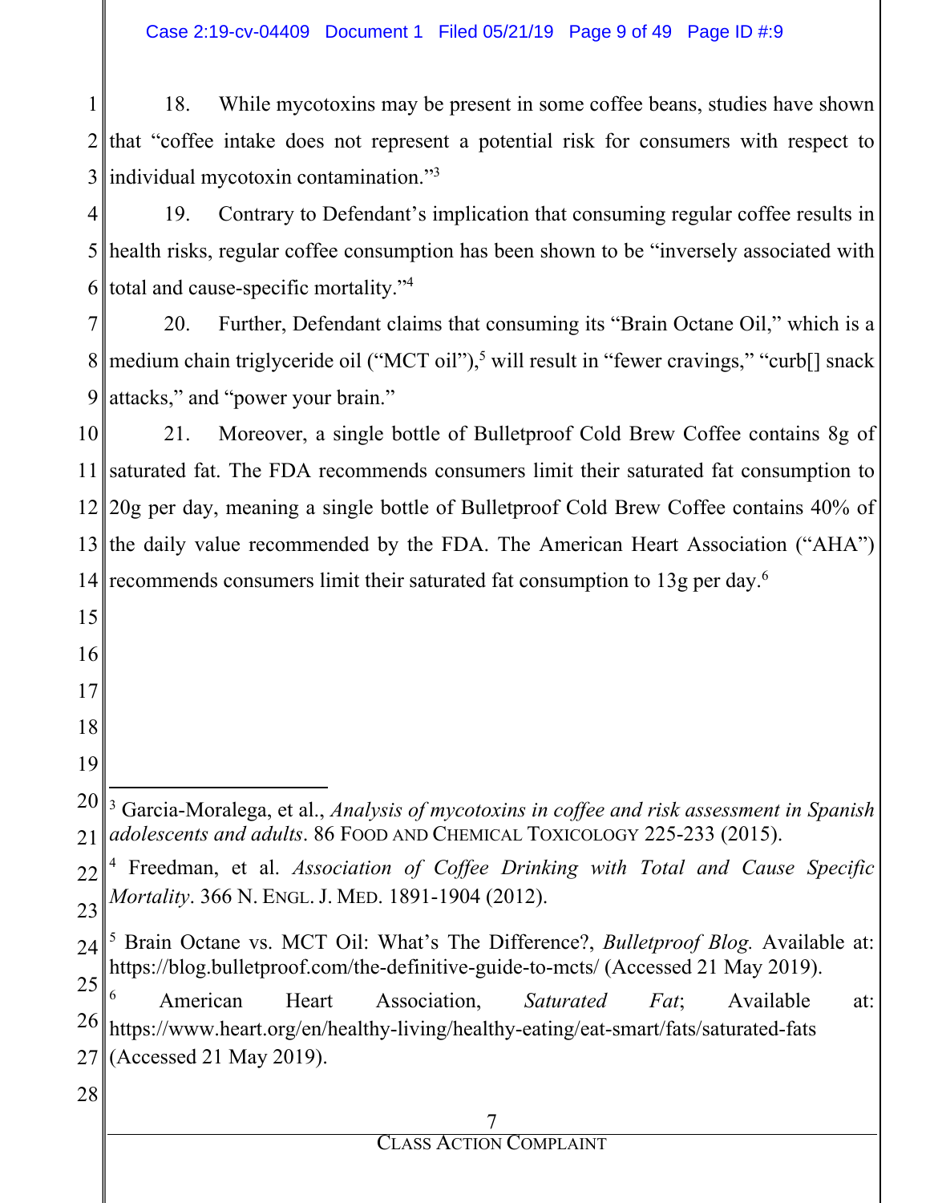18. While mycotoxins may be present in some coffee beans, studies have shown that "coffee intake does not represent a potential risk for consumers with respect to individual mycotoxin contamination."[3]

19. Contrary to Defendant's implication that consuming regular coffee results in health risks, regular coffee consumption has been shown to be "inversely associated with total and cause-specific mortality."[4]

20. Further, Defendant claims that consuming its "Brain Octane Oil," which is a medium chain triglyceride oil ("MCT oil"),[5] will result in "fewer cravings," "curb[] snack attacks," and "power your brain."

21. Moreover, a single bottle of Bulletproof Cold Brew Coffee contains 8g of saturated fat. The FDA recommends consumers limit their saturated fat consumption to 20g per day, meaning a single bottle of Bulletproof Cold Brew Coffee contains 40% of the daily value recommended by the FDA. The American Heart Association ("AHA") recommends consumers limit their saturated fat consumption to 13g per day.[6]

---

[3] Garcia-Moralega, et al., *Analysis of mycotoxins in coffee and risk assessment in Spanish adolescents and adults*. 86 FOOD AND CHEMICAL TOXICOLOGY 225-233 (2015).

[4] Freedman, et al. *Association of Coffee Drinking with Total and Cause Specific Mortality*. 366 N. ENGL. J. MED. 1891-1904 (2012).

[5] Brain Octane vs. MCT Oil: What's The Difference?, *Bulletproof Blog.* Available at: https://blog.bulletproof.com/the-definitive-guide-to-mcts/ (Accessed 21 May 2019).

[6] American Heart Association, *Saturated Fat*; Available at: https://www.heart.org/en/healthy-living/healthy-eating/eat-smart/fats/saturated-fats (Accessed 21 May 2019).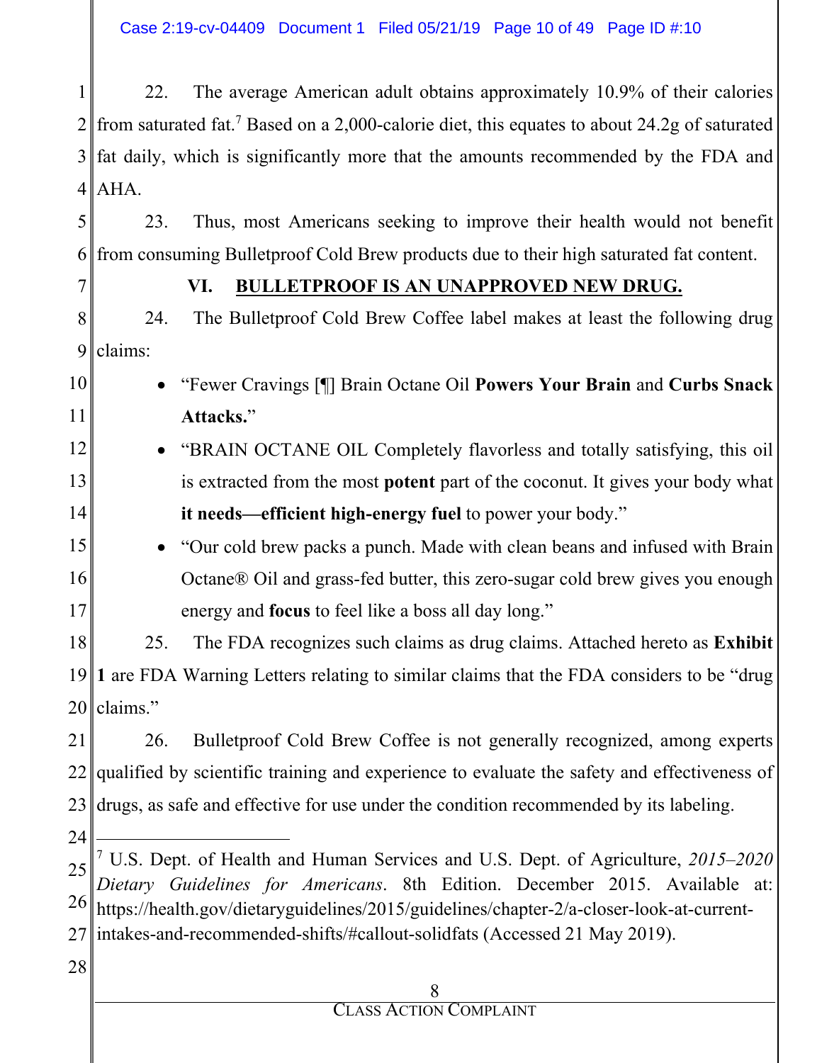22. The average American adult obtains approximately 10.9% of their calories from saturated fat.[7] Based on a 2,000-calorie diet, this equates to about 24.2g of saturated fat daily, which is significantly more that the amounts recommended by the FDA and AHA.

23. Thus, most Americans seeking to improve their health would not benefit from consuming Bulletproof Cold Brew products due to their high saturated fat content.

## VI. BULLETPROOF IS AN UNAPPROVED NEW DRUG.

24. The Bulletproof Cold Brew Coffee label makes at least the following drug claims:

- "Fewer Cravings [¶] Brain Octane Oil **Powers Your Brain** and **Curbs Snack Attacks.**"
- "BRAIN OCTANE OIL Completely flavorless and totally satisfying, this oil is extracted from the most **potent** part of the coconut. It gives your body what **it needs—efficient high-energy fuel** to power your body."
- "Our cold brew packs a punch. Made with clean beans and infused with Brain Octane® Oil and grass-fed butter, this zero-sugar cold brew gives you enough energy and **focus** to feel like a boss all day long."

25. The FDA recognizes such claims as drug claims. Attached hereto as **Exhibit 1** are FDA Warning Letters relating to similar claims that the FDA considers to be "drug claims."

26. Bulletproof Cold Brew Coffee is not generally recognized, among experts qualified by scientific training and experience to evaluate the safety and effectiveness of drugs, as safe and effective for use under the condition recommended by its labeling.

---

[7] U.S. Dept. of Health and Human Services and U.S. Dept. of Agriculture, *2015–2020 Dietary Guidelines for Americans*. 8th Edition. December 2015. Available at: https://health.gov/dietaryguidelines/2015/guidelines/chapter-2/a-closer-look-at-current-intakes-and-recommended-shifts/#callout-solidfats (Accessed 21 May 2019).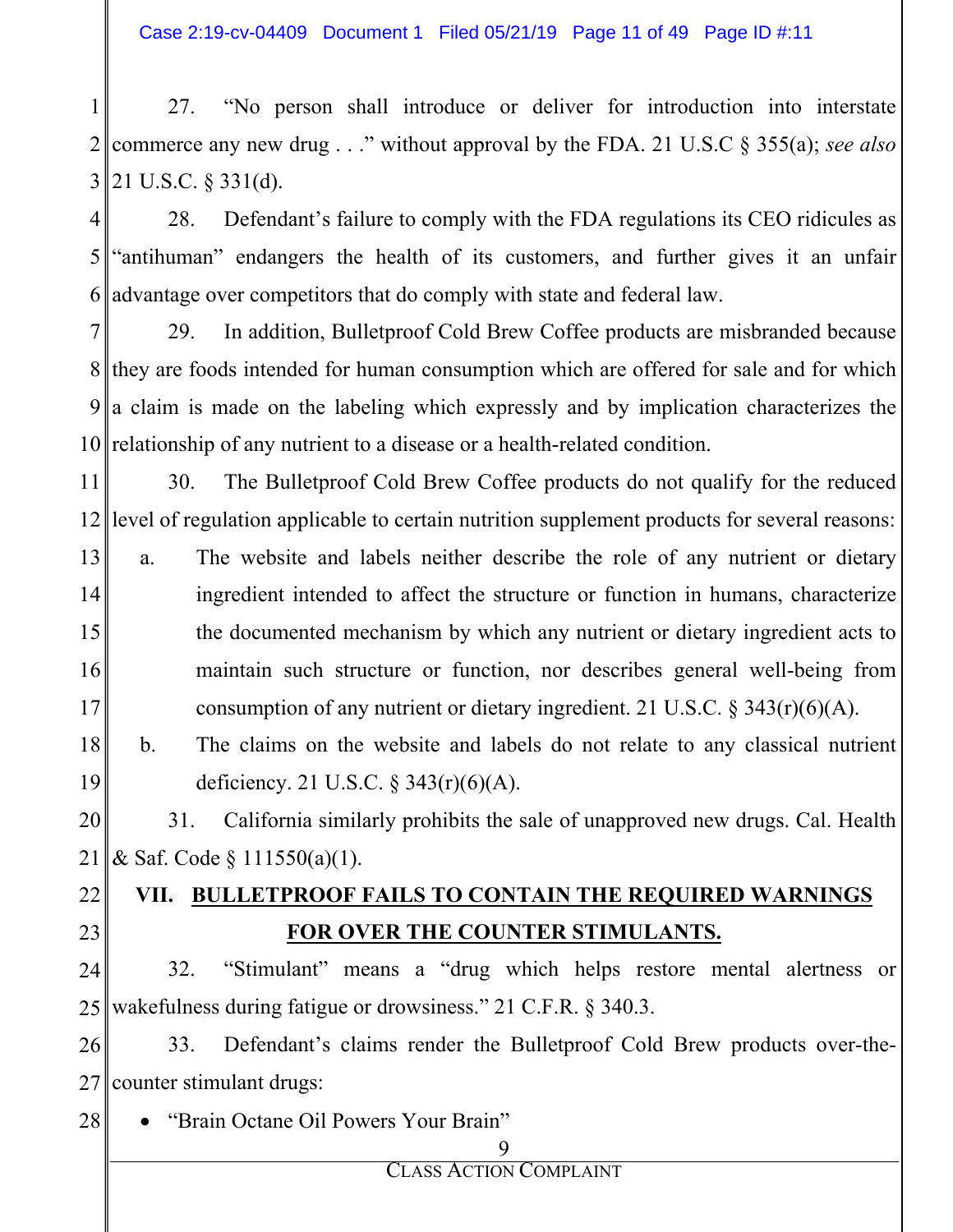27. "No person shall introduce or deliver for introduction into interstate commerce any new drug . . ." without approval by the FDA. 21 U.S.C § 355(a); *see also* 21 U.S.C. § 331(d).

28. Defendant's failure to comply with the FDA regulations its CEO ridicules as "antihuman" endangers the health of its customers, and further gives it an unfair advantage over competitors that do comply with state and federal law.

29. In addition, Bulletproof Cold Brew Coffee products are misbranded because they are foods intended for human consumption which are offered for sale and for which a claim is made on the labeling which expressly and by implication characterizes the relationship of any nutrient to a disease or a health-related condition.

30. The Bulletproof Cold Brew Coffee products do not qualify for the reduced level of regulation applicable to certain nutrition supplement products for several reasons:

a. The website and labels neither describe the role of any nutrient or dietary ingredient intended to affect the structure or function in humans, characterize the documented mechanism by which any nutrient or dietary ingredient acts to maintain such structure or function, nor describes general well-being from consumption of any nutrient or dietary ingredient. 21 U.S.C. § 343(r)(6)(A).

b. The claims on the website and labels do not relate to any classical nutrient deficiency. 21 U.S.C. § 343(r)(6)(A).

31. California similarly prohibits the sale of unapproved new drugs. Cal. Health & Saf. Code § 111550(a)(1).

## VII. BULLETPROOF FAILS TO CONTAIN THE REQUIRED WARNINGS FOR OVER THE COUNTER STIMULANTS.

32. "Stimulant" means a "drug which helps restore mental alertness or wakefulness during fatigue or drowsiness." 21 C.F.R. § 340.3.

33. Defendant's claims render the Bulletproof Cold Brew products over-the-counter stimulant drugs:

- "Brain Octane Oil Powers Your Brain"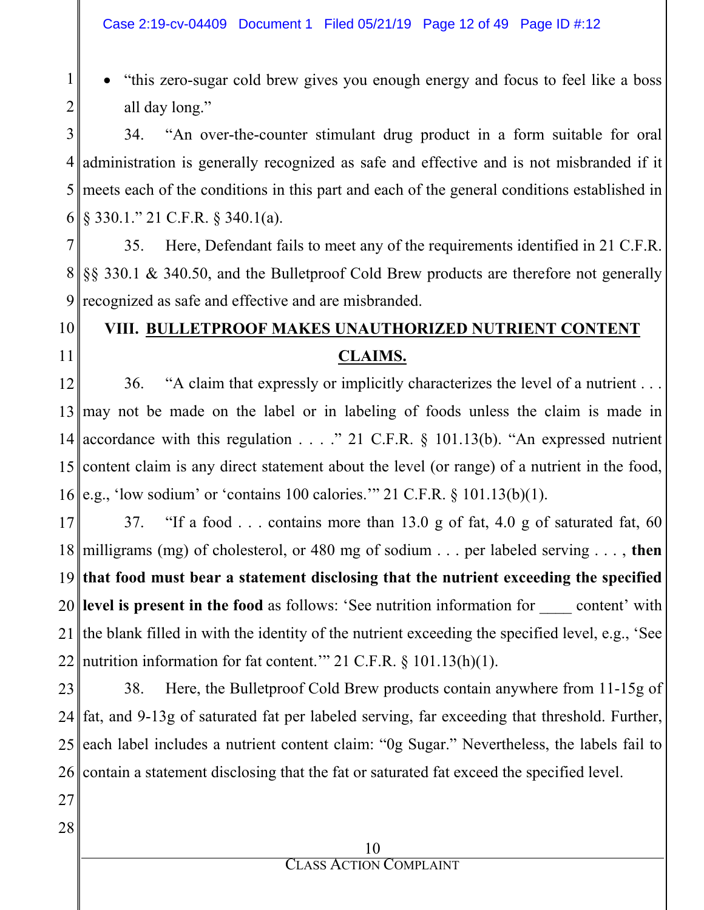- "this zero-sugar cold brew gives you enough energy and focus to feel like a boss all day long."

34. "An over-the-counter stimulant drug product in a form suitable for oral administration is generally recognized as safe and effective and is not misbranded if it meets each of the conditions in this part and each of the general conditions established in § 330.1." 21 C.F.R. § 340.1(a).

35. Here, Defendant fails to meet any of the requirements identified in 21 C.F.R. §§ 330.1 & 340.50, and the Bulletproof Cold Brew products are therefore not generally recognized as safe and effective and are misbranded.

## VIII. BULLETPROOF MAKES UNAUTHORIZED NUTRIENT CONTENT CLAIMS.

36. "A claim that expressly or implicitly characterizes the level of a nutrient . . . may not be made on the label or in labeling of foods unless the claim is made in accordance with this regulation . . . ." 21 C.F.R. § 101.13(b). "An expressed nutrient content claim is any direct statement about the level (or range) of a nutrient in the food, e.g., 'low sodium' or 'contains 100 calories.'" 21 C.F.R. § 101.13(b)(1).

37. "If a food . . . contains more than 13.0 g of fat, 4.0 g of saturated fat, 60 milligrams (mg) of cholesterol, or 480 mg of sodium . . . per labeled serving . . . , **then that food must bear a statement disclosing that the nutrient exceeding the specified level is present in the food** as follows: 'See nutrition information for ____ content' with the blank filled in with the identity of the nutrient exceeding the specified level, e.g., 'See nutrition information for fat content.'" 21 C.F.R. § 101.13(h)(1).

38. Here, the Bulletproof Cold Brew products contain anywhere from 11-15g of fat, and 9-13g of saturated fat per labeled serving, far exceeding that threshold. Further, each label includes a nutrient content claim: "0g Sugar." Nevertheless, the labels fail to contain a statement disclosing that the fat or saturated fat exceed the specified level.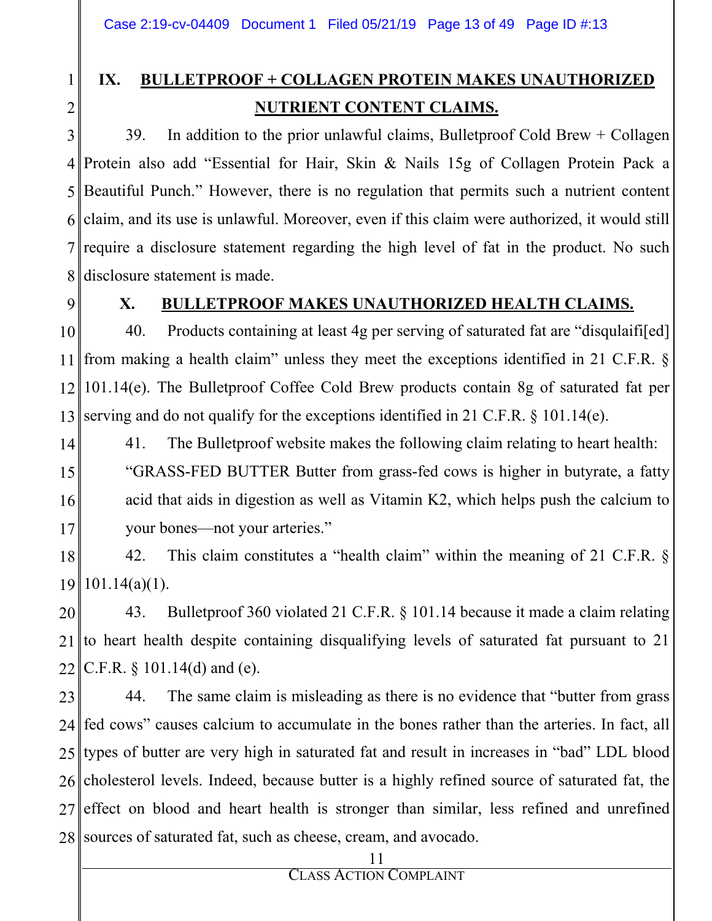## IX. BULLETPROOF + COLLAGEN PROTEIN MAKES UNAUTHORIZED NUTRIENT CONTENT CLAIMS.

39. In addition to the prior unlawful claims, Bulletproof Cold Brew + Collagen Protein also add "Essential for Hair, Skin & Nails 15g of Collagen Protein Pack a Beautiful Punch." However, there is no regulation that permits such a nutrient content claim, and its use is unlawful. Moreover, even if this claim were authorized, it would still require a disclosure statement regarding the high level of fat in the product. No such disclosure statement is made.

## X. BULLETPROOF MAKES UNAUTHORIZED HEALTH CLAIMS.

40. Products containing at least 4g per serving of saturated fat are "disqulaifi[ed] from making a health claim" unless they meet the exceptions identified in 21 C.F.R. § 101.14(e). The Bulletproof Coffee Cold Brew products contain 8g of saturated fat per serving and do not qualify for the exceptions identified in 21 C.F.R. § 101.14(e).

41. The Bulletproof website makes the following claim relating to heart health:

> "GRASS-FED BUTTER Butter from grass-fed cows is higher in butyrate, a fatty acid that aids in digestion as well as Vitamin K2, which helps push the calcium to your bones—not your arteries."

42. This claim constitutes a "health claim" within the meaning of 21 C.F.R. § 101.14(a)(1).

43. Bulletproof 360 violated 21 C.F.R. § 101.14 because it made a claim relating to heart health despite containing disqualifying levels of saturated fat pursuant to 21 C.F.R. § 101.14(d) and (e).

44. The same claim is misleading as there is no evidence that "butter from grass fed cows" causes calcium to accumulate in the bones rather than the arteries. In fact, all types of butter are very high in saturated fat and result in increases in "bad" LDL blood cholesterol levels. Indeed, because butter is a highly refined source of saturated fat, the effect on blood and heart health is stronger than similar, less refined and unrefined sources of saturated fat, such as cheese, cream, and avocado.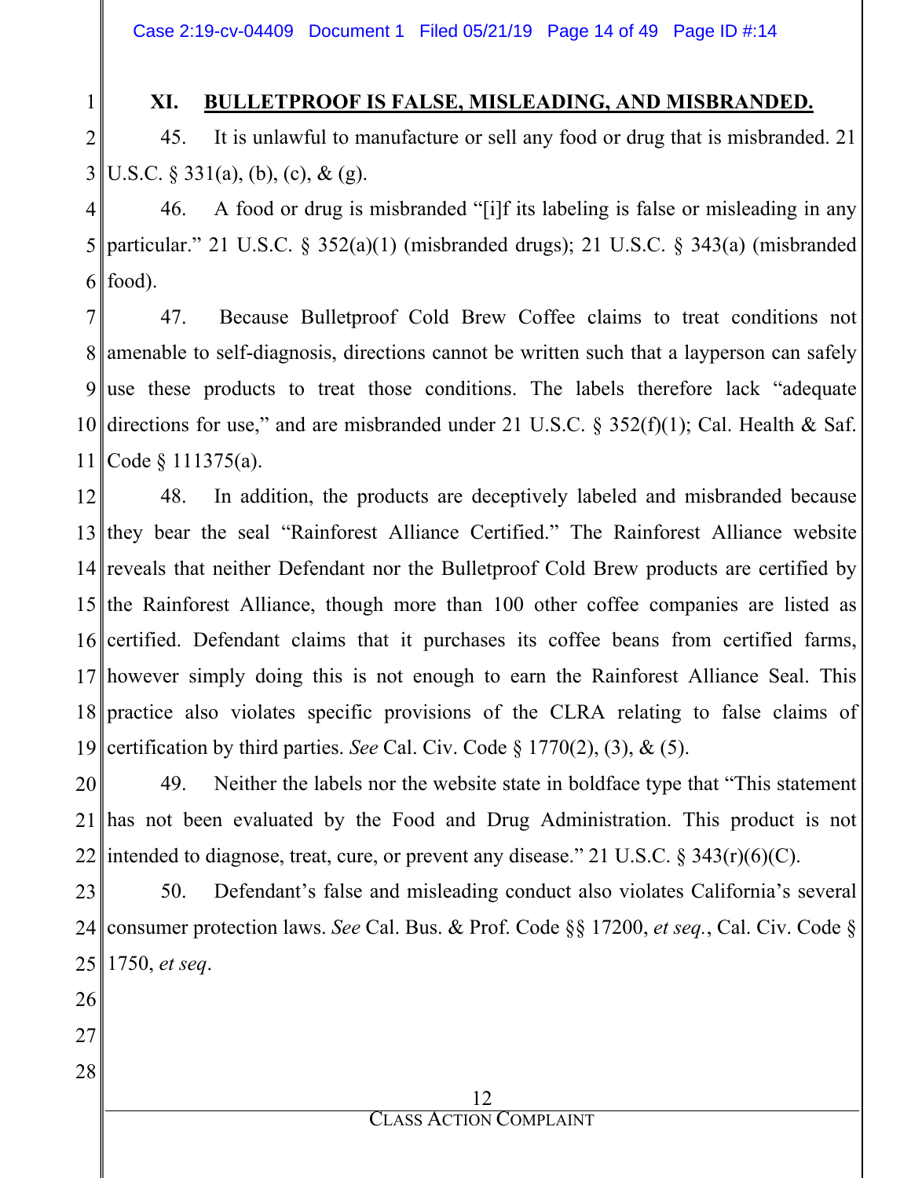## XI. BULLETPROOF IS FALSE, MISLEADING, AND MISBRANDED.

45. It is unlawful to manufacture or sell any food or drug that is misbranded. 21 U.S.C. § 331(a), (b), (c), & (g).

46. A food or drug is misbranded "[i]f its labeling is false or misleading in any particular." 21 U.S.C. § 352(a)(1) (misbranded drugs); 21 U.S.C. § 343(a) (misbranded food).

47. Because Bulletproof Cold Brew Coffee claims to treat conditions not amenable to self-diagnosis, directions cannot be written such that a layperson can safely use these products to treat those conditions. The labels therefore lack "adequate directions for use," and are misbranded under 21 U.S.C. § 352(f)(1); Cal. Health & Saf. Code § 111375(a).

48. In addition, the products are deceptively labeled and misbranded because they bear the seal "Rainforest Alliance Certified." The Rainforest Alliance website reveals that neither Defendant nor the Bulletproof Cold Brew products are certified by the Rainforest Alliance, though more than 100 other coffee companies are listed as certified. Defendant claims that it purchases its coffee beans from certified farms, however simply doing this is not enough to earn the Rainforest Alliance Seal. This practice also violates specific provisions of the CLRA relating to false claims of certification by third parties. *See* Cal. Civ. Code § 1770(2), (3), & (5).

49. Neither the labels nor the website state in boldface type that "This statement has not been evaluated by the Food and Drug Administration. This product is not intended to diagnose, treat, cure, or prevent any disease." 21 U.S.C. § 343(r)(6)(C).

50. Defendant's false and misleading conduct also violates California's several consumer protection laws. *See* Cal. Bus. & Prof. Code §§ 17200, *et seq.*, Cal. Civ. Code § 1750, *et seq*.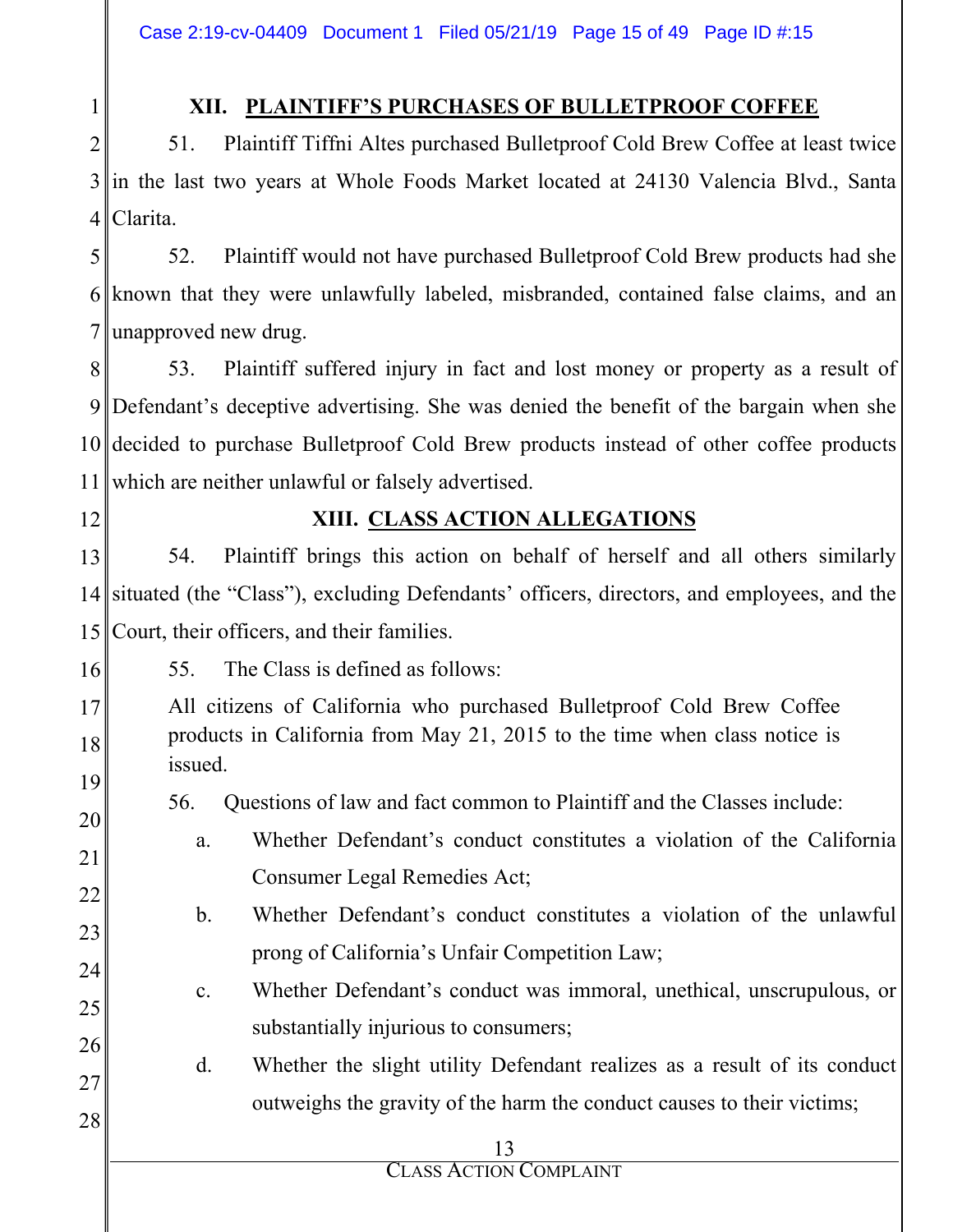## XII. PLAINTIFF'S PURCHASES OF BULLETPROOF COFFEE

51. Plaintiff Tiffni Altes purchased Bulletproof Cold Brew Coffee at least twice in the last two years at Whole Foods Market located at 24130 Valencia Blvd., Santa Clarita.

52. Plaintiff would not have purchased Bulletproof Cold Brew products had she known that they were unlawfully labeled, misbranded, contained false claims, and an unapproved new drug.

53. Plaintiff suffered injury in fact and lost money or property as a result of Defendant's deceptive advertising. She was denied the benefit of the bargain when she decided to purchase Bulletproof Cold Brew products instead of other coffee products which are neither unlawful or falsely advertised.

## XIII. CLASS ACTION ALLEGATIONS

54. Plaintiff brings this action on behalf of herself and all others similarly situated (the "Class"), excluding Defendants' officers, directors, and employees, and the Court, their officers, and their families.

55. The Class is defined as follows:

> All citizens of California who purchased Bulletproof Cold Brew Coffee products in California from May 21, 2015 to the time when class notice is issued.

56. Questions of law and fact common to Plaintiff and the Classes include:

a. Whether Defendant's conduct constitutes a violation of the California Consumer Legal Remedies Act;

b. Whether Defendant's conduct constitutes a violation of the unlawful prong of California's Unfair Competition Law;

c. Whether Defendant's conduct was immoral, unethical, unscrupulous, or substantially injurious to consumers;

d. Whether the slight utility Defendant realizes as a result of its conduct outweighs the gravity of the harm the conduct causes to their victims;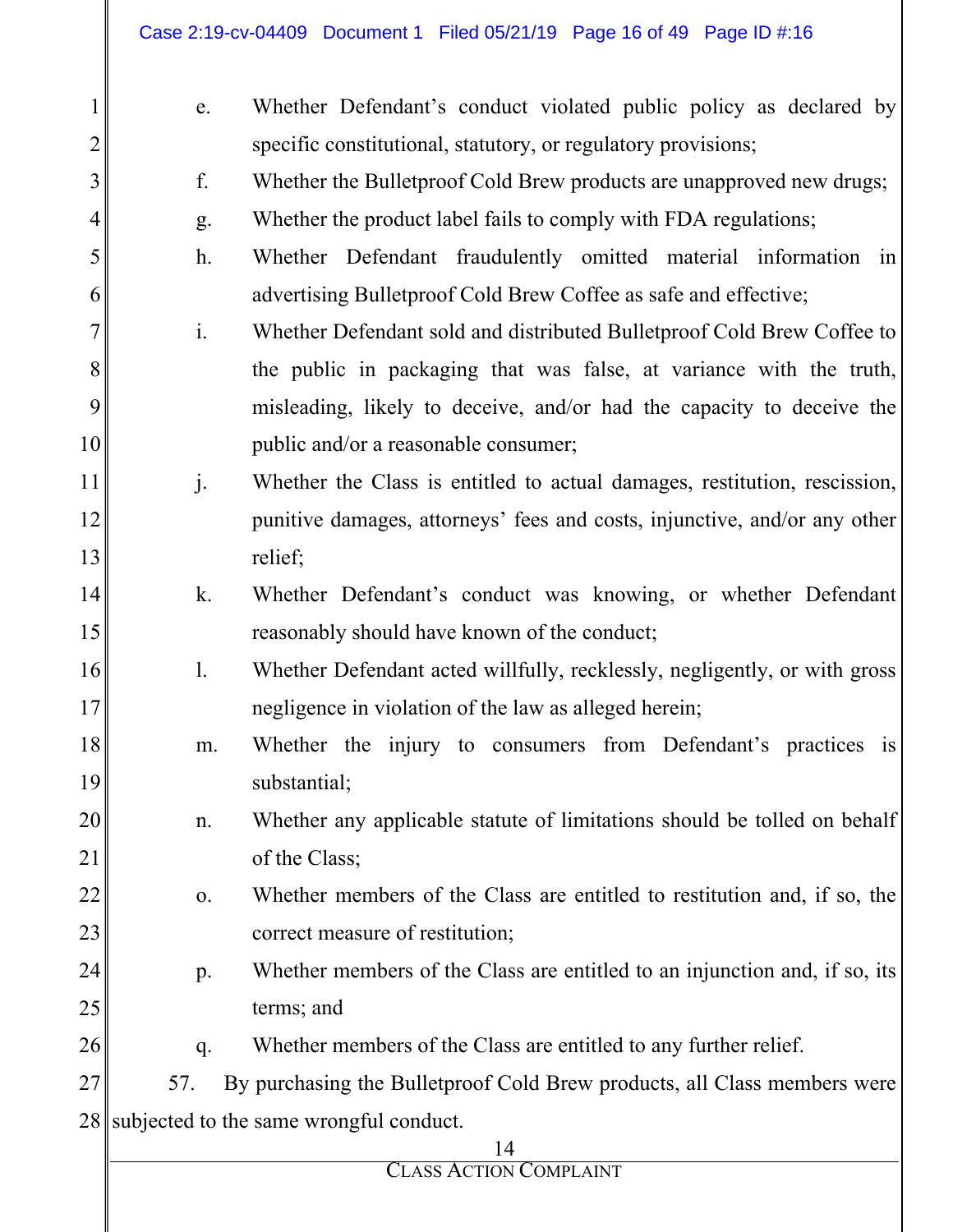e. Whether Defendant's conduct violated public policy as declared by specific constitutional, statutory, or regulatory provisions;

f. Whether the Bulletproof Cold Brew products are unapproved new drugs;

g. Whether the product label fails to comply with FDA regulations;

h. Whether Defendant fraudulently omitted material information in advertising Bulletproof Cold Brew Coffee as safe and effective;

i. Whether Defendant sold and distributed Bulletproof Cold Brew Coffee to the public in packaging that was false, at variance with the truth, misleading, likely to deceive, and/or had the capacity to deceive the public and/or a reasonable consumer;

j. Whether the Class is entitled to actual damages, restitution, rescission, punitive damages, attorneys' fees and costs, injunctive, and/or any other relief;

k. Whether Defendant's conduct was knowing, or whether Defendant reasonably should have known of the conduct;

l. Whether Defendant acted willfully, recklessly, negligently, or with gross negligence in violation of the law as alleged herein;

m. Whether the injury to consumers from Defendant's practices is substantial;

n. Whether any applicable statute of limitations should be tolled on behalf of the Class;

o. Whether members of the Class are entitled to restitution and, if so, the correct measure of restitution;

p. Whether members of the Class are entitled to an injunction and, if so, its terms; and

q. Whether members of the Class are entitled to any further relief.

57. By purchasing the Bulletproof Cold Brew products, all Class members were subjected to the same wrongful conduct.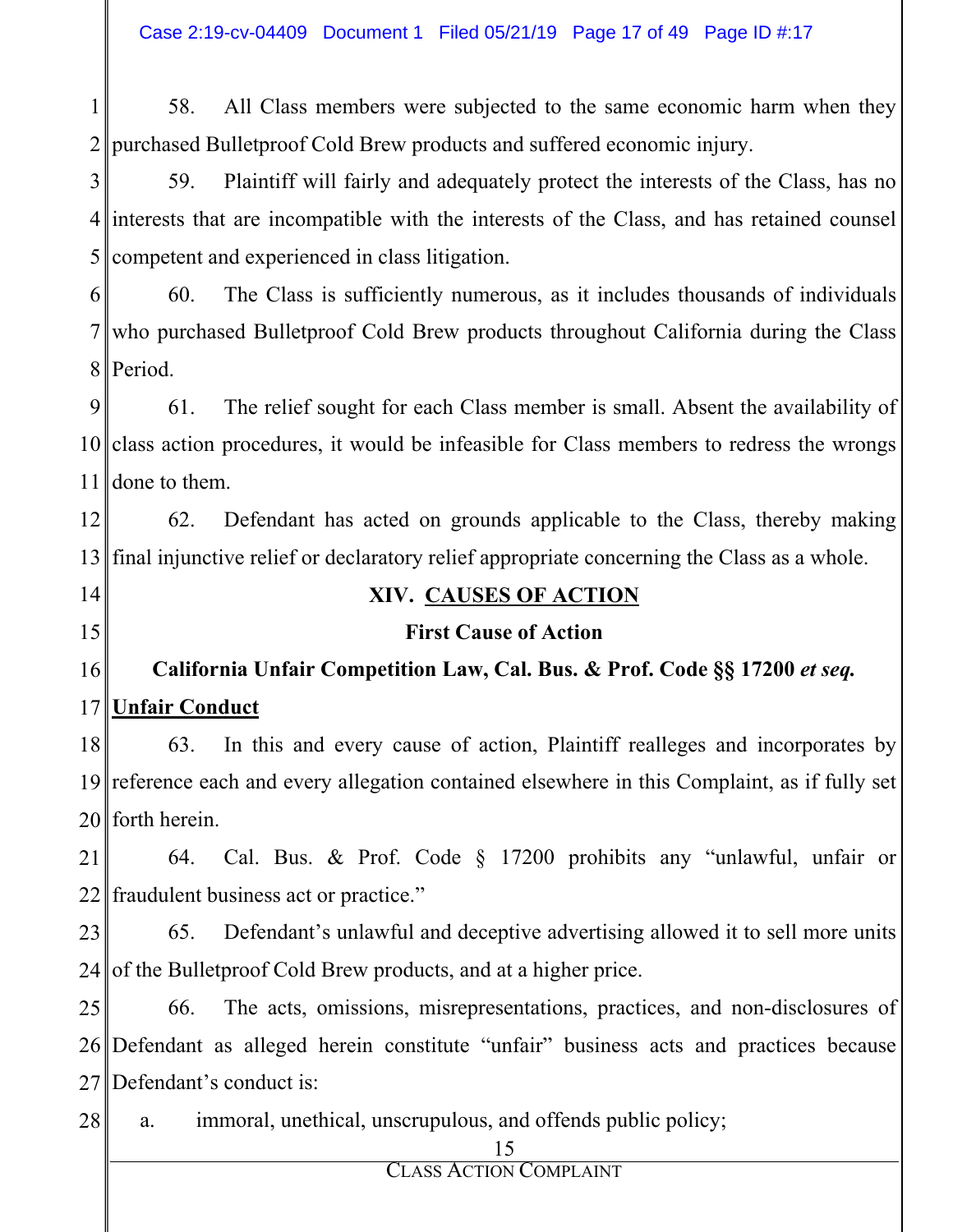58. All Class members were subjected to the same economic harm when they purchased Bulletproof Cold Brew products and suffered economic injury.

59. Plaintiff will fairly and adequately protect the interests of the Class, has no interests that are incompatible with the interests of the Class, and has retained counsel competent and experienced in class litigation.

60. The Class is sufficiently numerous, as it includes thousands of individuals who purchased Bulletproof Cold Brew products throughout California during the Class Period.

61. The relief sought for each Class member is small. Absent the availability of class action procedures, it would be infeasible for Class members to redress the wrongs done to them.

62. Defendant has acted on grounds applicable to the Class, thereby making final injunctive relief or declaratory relief appropriate concerning the Class as a whole.

## XIV. CAUSES OF ACTION

### First Cause of Action

### California Unfair Competition Law, Cal. Bus. & Prof. Code §§ 17200 *et seq.*

**Unfair Conduct**

63. In this and every cause of action, Plaintiff realleges and incorporates by reference each and every allegation contained elsewhere in this Complaint, as if fully set forth herein.

64. Cal. Bus. & Prof. Code § 17200 prohibits any "unlawful, unfair or fraudulent business act or practice."

65. Defendant's unlawful and deceptive advertising allowed it to sell more units of the Bulletproof Cold Brew products, and at a higher price.

66. The acts, omissions, misrepresentations, practices, and non-disclosures of Defendant as alleged herein constitute "unfair" business acts and practices because Defendant's conduct is:

a. immoral, unethical, unscrupulous, and offends public policy;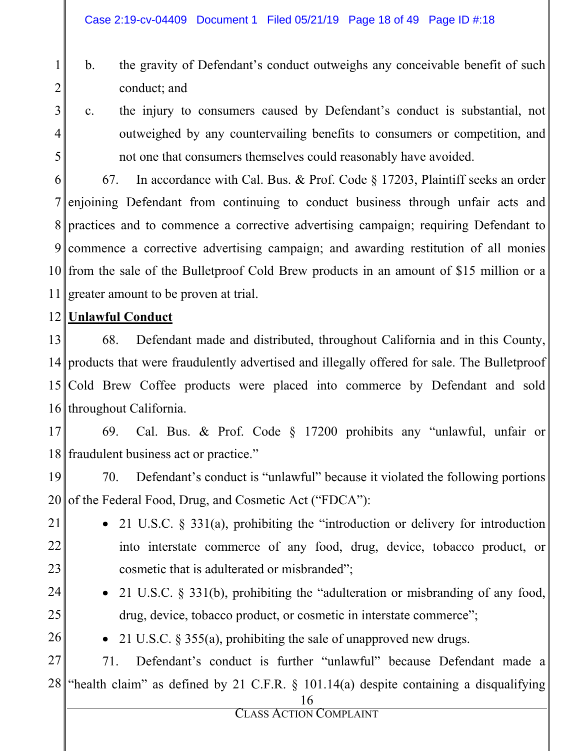b. the gravity of Defendant's conduct outweighs any conceivable benefit of such conduct; and

c. the injury to consumers caused by Defendant's conduct is substantial, not outweighed by any countervailing benefits to consumers or competition, and not one that consumers themselves could reasonably have avoided.

67. In accordance with Cal. Bus. & Prof. Code § 17203, Plaintiff seeks an order enjoining Defendant from continuing to conduct business through unfair acts and practices and to commence a corrective advertising campaign; requiring Defendant to commence a corrective advertising campaign; and awarding restitution of all monies from the sale of the Bulletproof Cold Brew products in an amount of $15 million or a greater amount to be proven at trial.

**Unlawful Conduct**

68. Defendant made and distributed, throughout California and in this County, products that were fraudulently advertised and illegally offered for sale. The Bulletproof Cold Brew Coffee products were placed into commerce by Defendant and sold throughout California.

69. Cal. Bus. & Prof. Code § 17200 prohibits any "unlawful, unfair or fraudulent business act or practice."

70. Defendant's conduct is "unlawful" because it violated the following portions of the Federal Food, Drug, and Cosmetic Act ("FDCA"):

- 21 U.S.C. § 331(a), prohibiting the "introduction or delivery for introduction into interstate commerce of any food, drug, device, tobacco product, or cosmetic that is adulterated or misbranded";
- 21 U.S.C. § 331(b), prohibiting the "adulteration or misbranding of any food, drug, device, tobacco product, or cosmetic in interstate commerce";
- 21 U.S.C. § 355(a), prohibiting the sale of unapproved new drugs.

71. Defendant's conduct is further "unlawful" because Defendant made a "health claim" as defined by 21 C.F.R. § 101.14(a) despite containing a disqualifying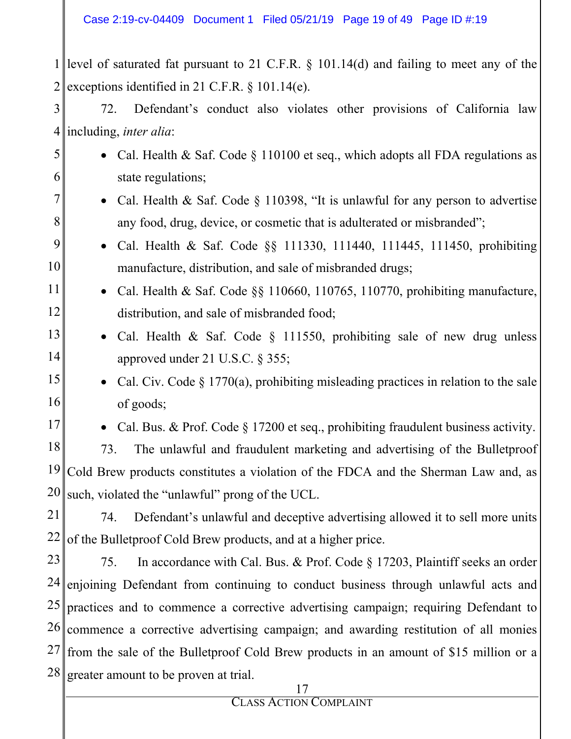level of saturated fat pursuant to 21 C.F.R. § 101.14(d) and failing to meet any of the exceptions identified in 21 C.F.R. § 101.14(e).

72. Defendant's conduct also violates other provisions of California law including, *inter alia*:

- Cal. Health & Saf. Code § 110100 et seq., which adopts all FDA regulations as state regulations;
- Cal. Health & Saf. Code § 110398, "It is unlawful for any person to advertise any food, drug, device, or cosmetic that is adulterated or misbranded";
- Cal. Health & Saf. Code §§ 111330, 111440, 111445, 111450, prohibiting manufacture, distribution, and sale of misbranded drugs;
- Cal. Health & Saf. Code §§ 110660, 110765, 110770, prohibiting manufacture, distribution, and sale of misbranded food;
- Cal. Health & Saf. Code § 111550, prohibiting sale of new drug unless approved under 21 U.S.C. § 355;
- Cal. Civ. Code § 1770(a), prohibiting misleading practices in relation to the sale of goods;
- Cal. Bus. & Prof. Code § 17200 et seq., prohibiting fraudulent business activity.

73. The unlawful and fraudulent marketing and advertising of the Bulletproof Cold Brew products constitutes a violation of the FDCA and the Sherman Law and, as such, violated the "unlawful" prong of the UCL.

74. Defendant's unlawful and deceptive advertising allowed it to sell more units of the Bulletproof Cold Brew products, and at a higher price.

75. In accordance with Cal. Bus. & Prof. Code § 17203, Plaintiff seeks an order enjoining Defendant from continuing to conduct business through unlawful acts and practices and to commence a corrective advertising campaign; requiring Defendant to commence a corrective advertising campaign; and awarding restitution of all monies from the sale of the Bulletproof Cold Brew products in an amount of $15 million or a greater amount to be proven at trial.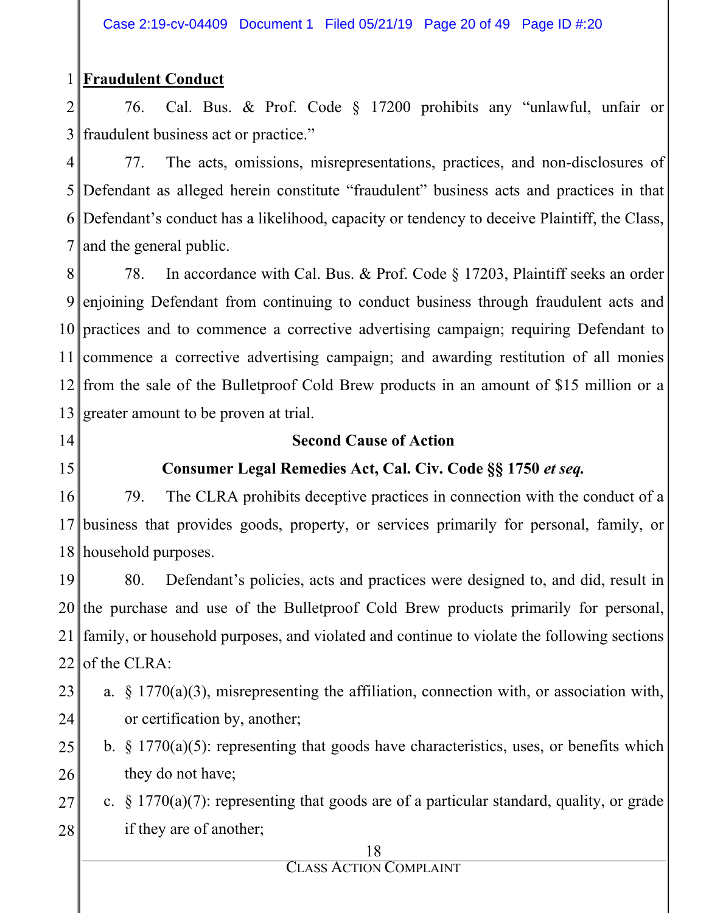**Fraudulent Conduct**

76. Cal. Bus. & Prof. Code § 17200 prohibits any "unlawful, unfair or fraudulent business act or practice."

77. The acts, omissions, misrepresentations, practices, and non-disclosures of Defendant as alleged herein constitute "fraudulent" business acts and practices in that Defendant's conduct has a likelihood, capacity or tendency to deceive Plaintiff, the Class, and the general public.

78. In accordance with Cal. Bus. & Prof. Code § 17203, Plaintiff seeks an order enjoining Defendant from continuing to conduct business through fraudulent acts and practices and to commence a corrective advertising campaign; requiring Defendant to commence a corrective advertising campaign; and awarding restitution of all monies from the sale of the Bulletproof Cold Brew products in an amount of $15 million or a greater amount to be proven at trial.

**Second Cause of Action**

**Consumer Legal Remedies Act, Cal. Civ. Code §§ 1750 *et seq.***

79. The CLRA prohibits deceptive practices in connection with the conduct of a business that provides goods, property, or services primarily for personal, family, or household purposes.

80. Defendant's policies, acts and practices were designed to, and did, result in the purchase and use of the Bulletproof Cold Brew products primarily for personal, family, or household purposes, and violated and continue to violate the following sections of the CLRA:

a. § 1770(a)(3), misrepresenting the affiliation, connection with, or association with, or certification by, another;

b. § 1770(a)(5): representing that goods have characteristics, uses, or benefits which they do not have;

c. § 1770(a)(7): representing that goods are of a particular standard, quality, or grade if they are of another;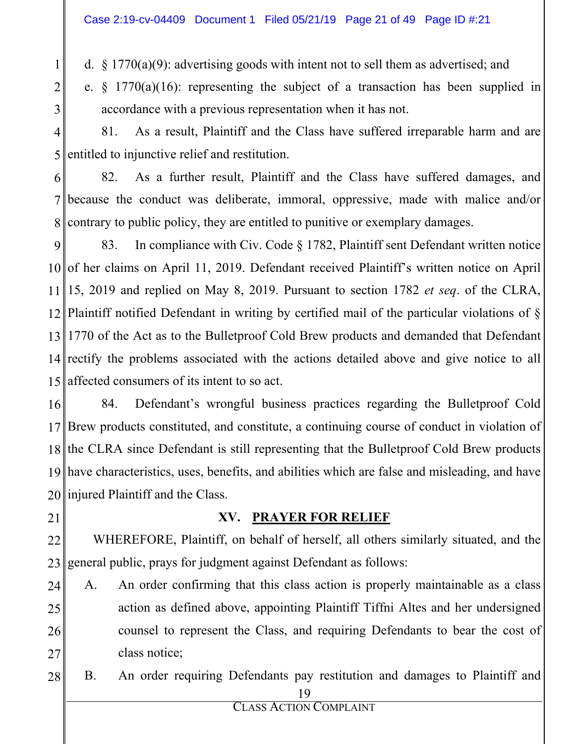d. § 1770(a)(9): advertising goods with intent not to sell them as advertised; and

e. § 1770(a)(16): representing the subject of a transaction has been supplied in accordance with a previous representation when it has not.

81. As a result, Plaintiff and the Class have suffered irreparable harm and are entitled to injunctive relief and restitution.

82. As a further result, Plaintiff and the Class have suffered damages, and because the conduct was deliberate, immoral, oppressive, made with malice and/or contrary to public policy, they are entitled to punitive or exemplary damages.

83. In compliance with Civ. Code § 1782, Plaintiff sent Defendant written notice of her claims on April 11, 2019. Defendant received Plaintiff's written notice on April 15, 2019 and replied on May 8, 2019. Pursuant to section 1782 *et seq*. of the CLRA, Plaintiff notified Defendant in writing by certified mail of the particular violations of § 1770 of the Act as to the Bulletproof Cold Brew products and demanded that Defendant rectify the problems associated with the actions detailed above and give notice to all affected consumers of its intent to so act.

84. Defendant's wrongful business practices regarding the Bulletproof Cold Brew products constituted, and constitute, a continuing course of conduct in violation of the CLRA since Defendant is still representing that the Bulletproof Cold Brew products have characteristics, uses, benefits, and abilities which are false and misleading, and have injured Plaintiff and the Class.

## XV. PRAYER FOR RELIEF

WHEREFORE, Plaintiff, on behalf of herself, all others similarly situated, and the general public, prays for judgment against Defendant as follows:

A. An order confirming that this class action is properly maintainable as a class action as defined above, appointing Plaintiff Tiffni Altes and her undersigned counsel to represent the Class, and requiring Defendants to bear the cost of class notice;

B. An order requiring Defendants pay restitution and damages to Plaintiff and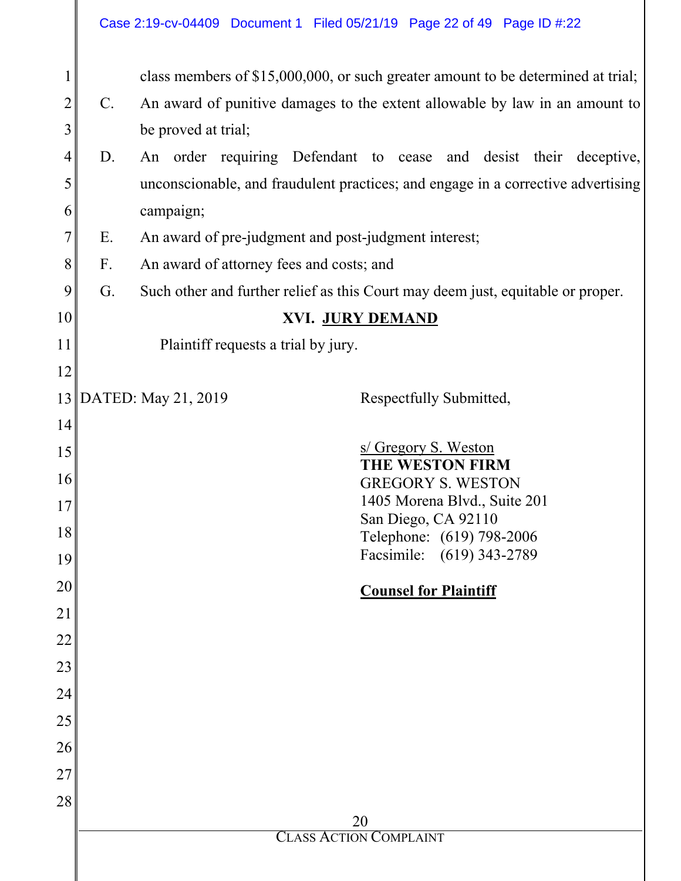class members of $15,000,000, or such greater amount to be determined at trial;

C. An award of punitive damages to the extent allowable by law in an amount to be proved at trial;

D. An order requiring Defendant to cease and desist their deceptive, unconscionable, and fraudulent practices; and engage in a corrective advertising campaign;

E. An award of pre-judgment and post-judgment interest;

F. An award of attorney fees and costs; and

G. Such other and further relief as this Court may deem just, equitable or proper.

## XVI. JURY DEMAND

Plaintiff requests a trial by jury.

DATED: May 21, 2019

Respectfully Submitted,

s/ Gregory S. Weston
**THE WESTON FIRM**
GREGORY S. WESTON
1405 Morena Blvd., Suite 201
San Diego, CA 92110
Telephone: (619) 798-2006
Facsimile: (619) 343-2789

**Counsel for Plaintiff**